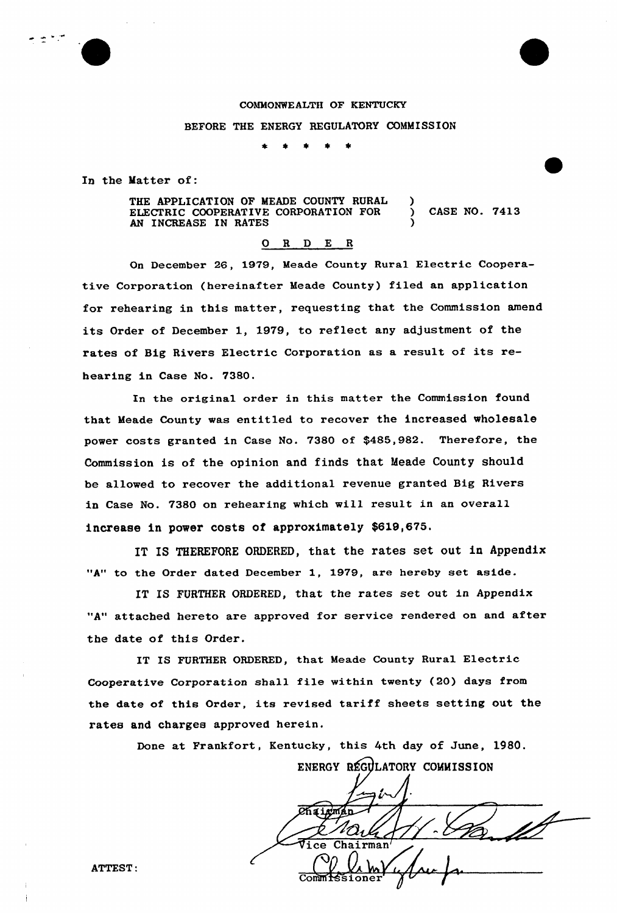COMMONWEALTH OF KENTUCKY

BEFORE THE ENERGY REGULATORY COMMISSION

* * * * *

In the Matter of:

THE APPLICATION OF MEADE COUNTY RURAL ELECTRIC COOPERATIVE CORPORATION FOR AN INCREASE IN RATES ) CASE NO. 7413

O R D E R

On December 26, 1979, Meade County Rural Electric Cooperative Corporation (hereinafter Meade County) filed an application for rehearing in this matter, requesting that the Commission amend its Order of December 1, 1979, to reflect any adjustment of the rates of Big Rivers Electric Corporation as a result of its rehearing in Case No. 7380.

In the original order in this matter the Commission found that Meade County was entitled to recover the increased wholesale power costs granted in Case No. 7380 of $485,982. Therefore, the Commission is of the opinion and finds that Meade County should be allowed to recover the additional revenue granted Big Rivers in Case No. 7380 on rehearing which will result in an overall increase in power costs of approximately $619,675.

IT IS THEREFORE ORDERED, that the rates set out in Appendix "A" to the Order dated December 1, 1979, are hereby set aside.

IT IS FURTHER ORDERED, that the rates set out in Appendix "A" attached hereto are approved for service rendered on and after the date of this Order.

IT IS FURTHER ORDERED, that Meade County Rural Electric Cooperative Corporation shall file within twenty (20) days from the date of this Order, its revised tariff sheets setting out the rates and charges approved herein.

Done at Frankfort, Kentucky, this 4th day of June, 1980.

ENERGY REGULATORY COMMISSION

Chairman

Vice Chairman

Commissioner

ATTEST: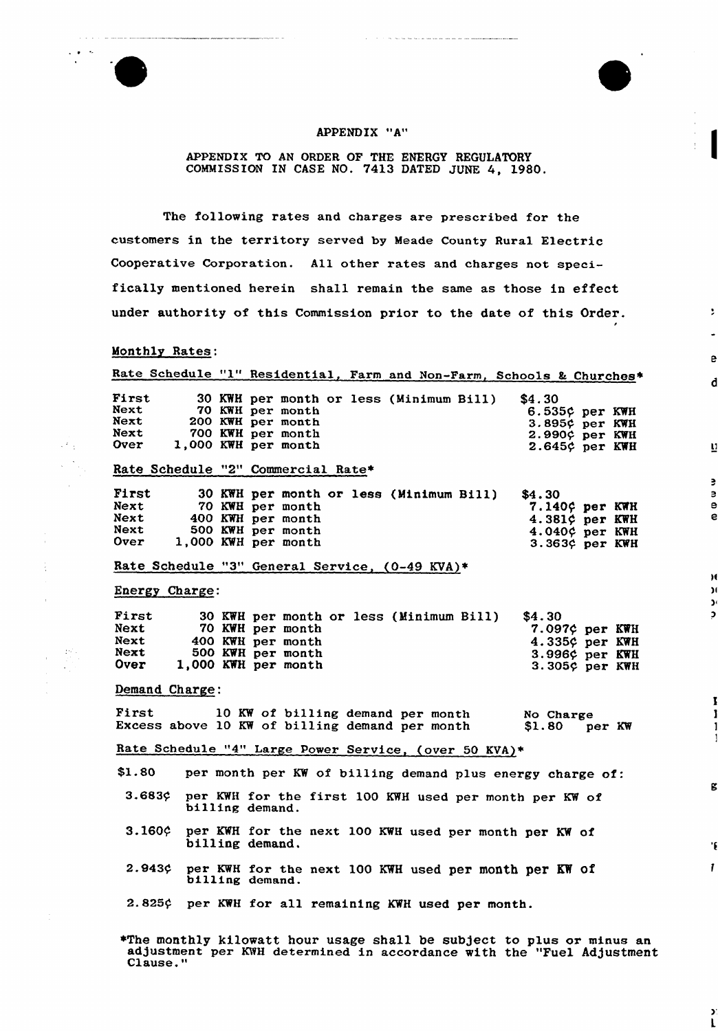APPENDIX "A"

APPENDIX TO AN ORDER OF THE ENERGY REGULATORY COMMISSION IN CASE NO. 7413 DATED JUNE 4, 1980.

The following rates and charges are prescribed for the customers in the territory served by Meade County Rural Electric Cooperative Corporation. All other rates and charges not specifically mentioned herein shall remain the same as those in effect under authority of this Commission prior to the date of this Order.

Monthly Rates:

Rate Schedule "1" Residential, Farm and Non-Farm, Schools & Churches*

| | | |
|---|---|---|
| First | 30 KWH per month or less (Minimum Bill) | $4.30 |
| Next | 70 KWH per month | 6.535¢ per KWH |
| Next | 200 KWH per month | 3.895¢ per KWH |
| Next | 700 KWH per month | 2.990¢ per KWH |
| Over | 1,000 KWH per month | 2.645¢ per KWH |

Rate Schedule "2" Commercial Rate*

| | | |
|---|---|---|
| First | 30 KWH per month or less (Minimum Bill) | $4.30 |
| Next | 70 KWH per month | 7.140¢ per KWH |
| Next | 400 KWH per month | 4.381¢ per KWH |
| Next | 500 KWH per month | 4.040¢ per KWH |
| Over | 1,000 KWH per month | 3.363¢ per KWH |

Rate Schedule "3" General Service, (0-49 KVA)*

Energy Charge:

| | | |
|---|---|---|
| First | 30 KWH per month or less (Minimum Bill) | $4.30 |
| Next | 70 KWH per month | 7.097¢ per KWH |
| Next | 400 KWH per month | 4.335¢ per KWH |
| Next | 500 KWH per month | 3.996¢ per KWH |
| Over | 1,000 KWH per month | 3.305¢ per KWH |

Demand Charge:

| | |
|---|---|
| First 10 KW of billing demand per month | No Charge |
| Excess above 10 KW of billing demand per month | $1.80 per KW |

Rate Schedule "4" Large Power Service, (over 50 KVA)*

$1.80 per month per KW of billing demand plus energy charge of:

3.683¢ per KWH for the first 100 KWH used per month per KW of billing demand.

3.160¢ per KWH for the next 100 KWH used per month per KW of billing demand.

2.943¢ per KWH for the next 100 KWH used per month per KW of billing demand.

2.825¢ per KWH for all remaining KWH used per month.

*The monthly kilowatt hour usage shall be subject to plus or minus an adjustment per KWH determined in accordance with the "Fuel Adjustment Clause."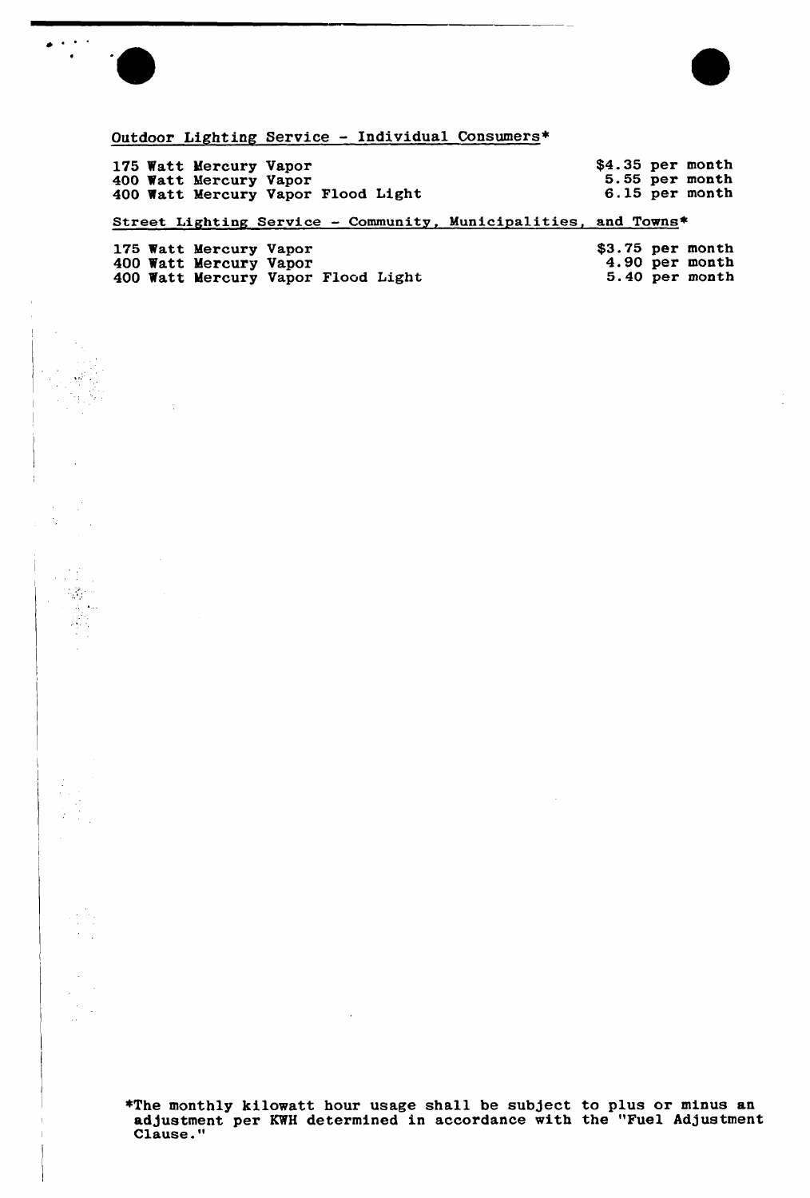Outdoor Lighting Service - Individual Consumers*

| | |
|---|---|
| 175 Watt Mercury Vapor | $4.35 per month |
| 400 Watt Mercury Vapor | 5.55 per month |
| 400 Watt Mercury Vapor Flood Light | 6.15 per month |

Street Lighting Service - Community, Municipalities, and Towns*

| | |
|---|---|
| 175 Watt Mercury Vapor | $3.75 per month |
| 400 Watt Mercury Vapor | 4.90 per month |
| 400 Watt Mercury Vapor Flood Light | 5.40 per month |

*The monthly kilowatt hour usage shall be subject to plus or minus an adjustment per KWH determined in accordance with the "Fuel Adjustment Clause."